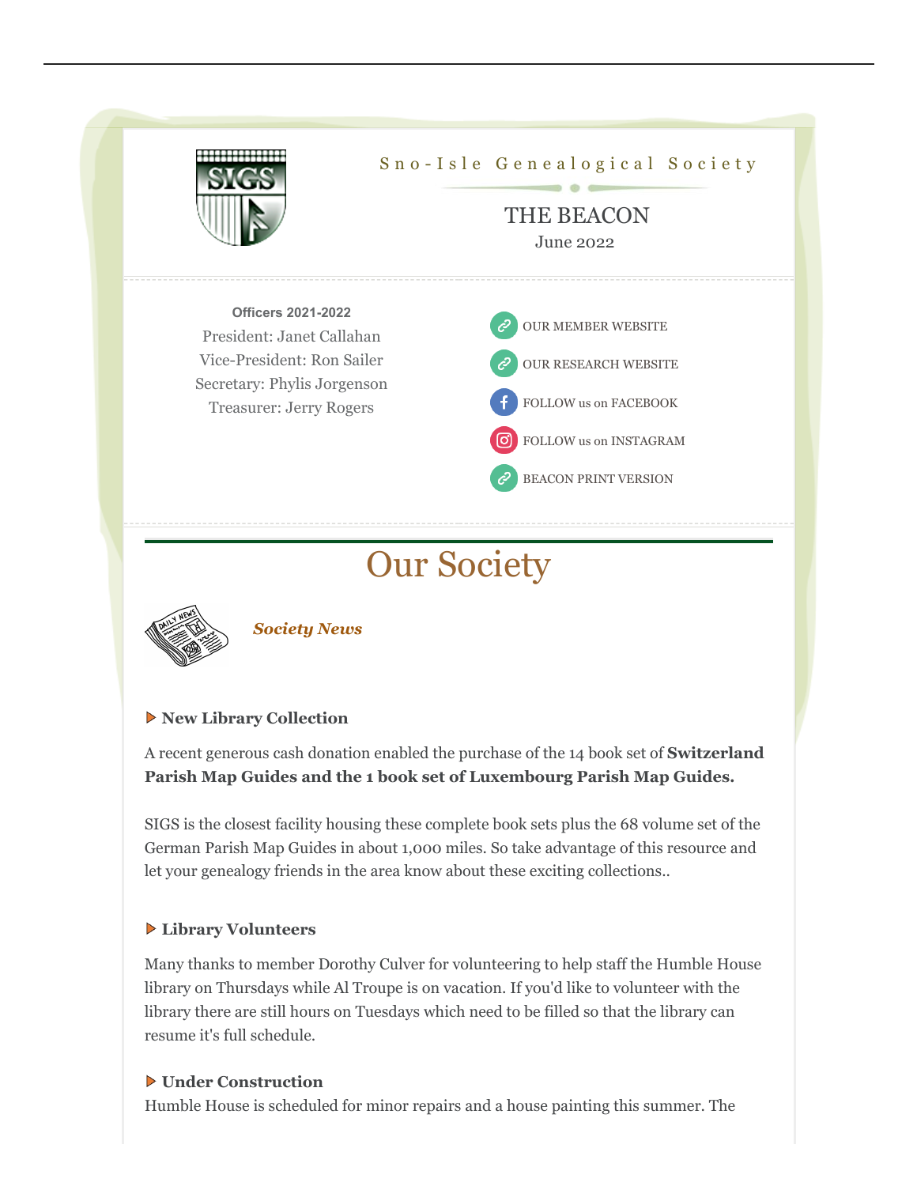Sno-Isle Genealogical Society

THE BEACON

June 2022

**Officers 2021-2022**

President: Janet Callahan

Vice-President: Ron Sailer

Secretary: Phylis Jorgenson

Treasurer: Jerry Rogers

- OUR MEMBER WEBSITE
- OUR RESEARCH WEBSITE
- FOLLOW us on FACEBOOK
- FOLLOW us on INSTAGRAM
- BEACON PRINT VERSION

# Our Society

***Society News***

### New Library Collection

A recent generous cash donation enabled the purchase of the 14 book set of **Switzerland Parish Map Guides and the 1 book set of Luxembourg Parish Map Guides.**

SIGS is the closest facility housing these complete book sets plus the 68 volume set of the German Parish Map Guides in about 1,000 miles. So take advantage of this resource and let your genealogy friends in the area know about these exciting collections..

### Library Volunteers

Many thanks to member Dorothy Culver for volunteering to help staff the Humble House library on Thursdays while Al Troupe is on vacation. If you'd like to volunteer with the library there are still hours on Tuesdays which need to be filled so that the library can resume it's full schedule.

### Under Construction

Humble House is scheduled for minor repairs and a house painting this summer. The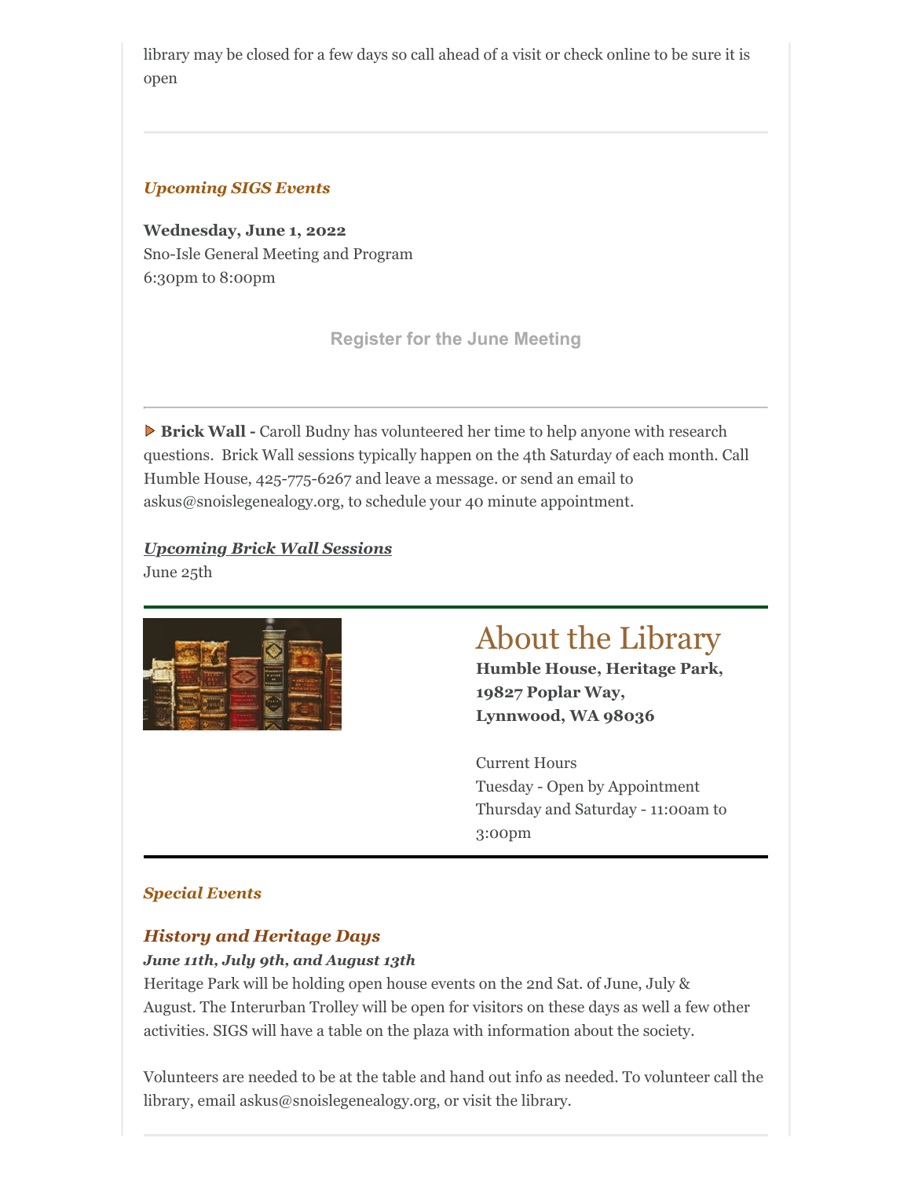library may be closed for a few days so call ahead of a visit or check online to be sure it is open

---

***Upcoming SIGS Events***

**Wednesday, June 1, 2022**
Sno-Isle General Meeting and Program
6:30pm to 8:00pm

Register for the June Meeting

---

▶ **Brick Wall -** Caroll Budny has volunteered her time to help anyone with research questions. Brick Wall sessions typically happen on the 4th Saturday of each month. Call Humble House, 425-775-6267 and leave a message. or send an email to askus@snoislegenealogy.org, to schedule your 40 minute appointment.

***Upcoming Brick Wall Sessions***
June 25th

---

# About the Library

**Humble House, Heritage Park,**
**19827 Poplar Way,**
**Lynnwood, WA 98036**

Current Hours
Tuesday - Open by Appointment
Thursday and Saturday - 11:00am to 3:00pm

---

***Special Events***

## *History and Heritage Days*

***June 11th, July 9th, and August 13th***

Heritage Park will be holding open house events on the 2nd Sat. of June, July & August. The Interurban Trolley will be open for visitors on these days as well a few other activities. SIGS will have a table on the plaza with information about the society.

Volunteers are needed to be at the table and hand out info as needed. To volunteer call the library, email askus@snoislegenealogy.org, or visit the library.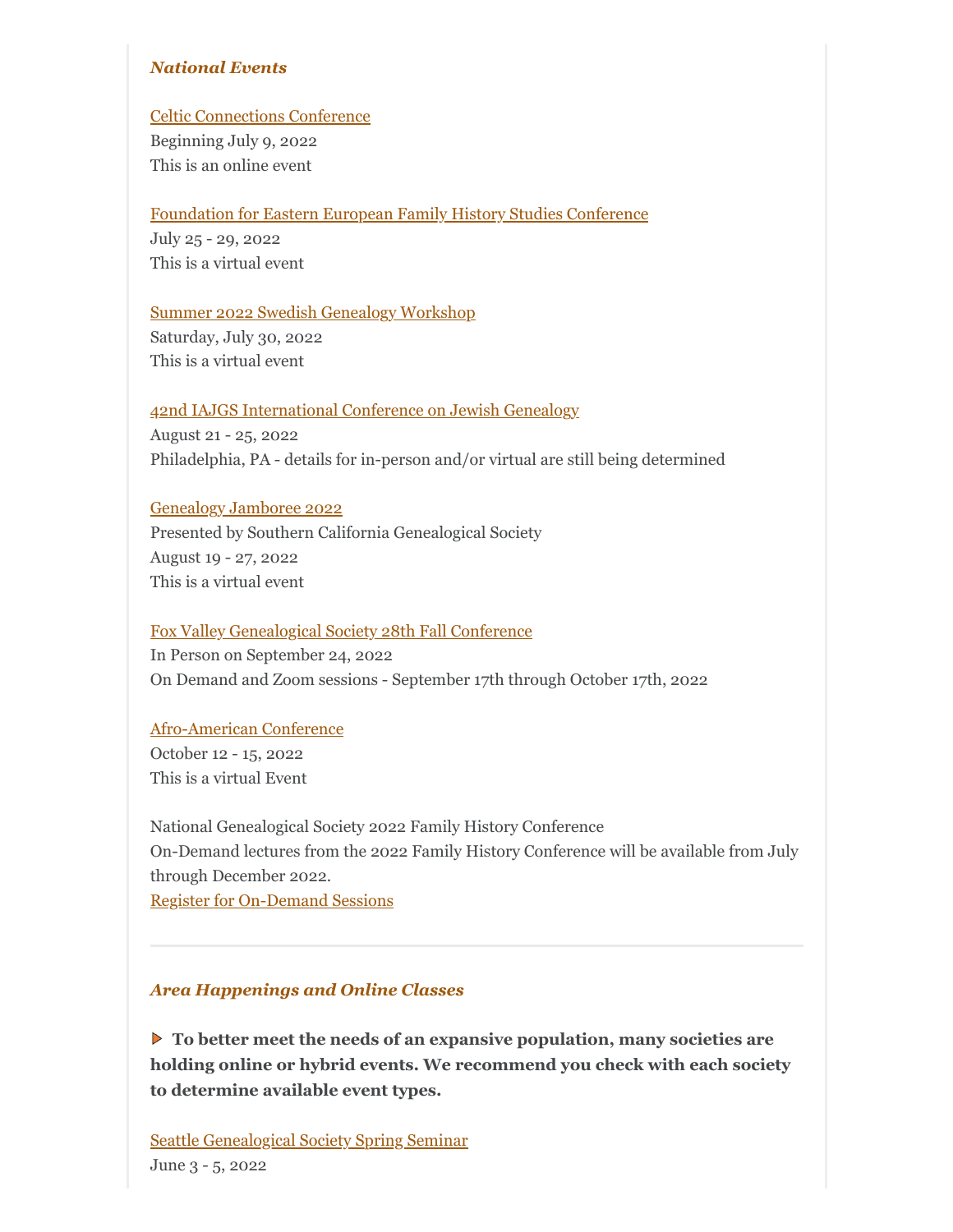### *National Events*

Celtic Connections Conference
Beginning July 9, 2022
This is an online event

Foundation for Eastern European Family History Studies Conference
July 25 - 29, 2022
This is a virtual event

Summer 2022 Swedish Genealogy Workshop
Saturday, July 30, 2022
This is a virtual event

42nd IAJGS International Conference on Jewish Genealogy
August 21 - 25, 2022
Philadelphia, PA - details for in-person and/or virtual are still being determined

Genealogy Jamboree 2022
Presented by Southern California Genealogical Society
August 19 - 27, 2022
This is a virtual event

Fox Valley Genealogical Society 28th Fall Conference
In Person on September 24, 2022
On Demand and Zoom sessions - September 17th through October 17th, 2022

Afro-American Conference
October 12 - 15, 2022
This is a virtual Event

National Genealogical Society 2022 Family History Conference
On-Demand lectures from the 2022 Family History Conference will be available from July through December 2022.
Register for On-Demand Sessions

---

### *Area Happenings and Online Classes*

**To better meet the needs of an expansive population, many societies are holding online or hybrid events. We recommend you check with each society to determine available event types.**

Seattle Genealogical Society Spring Seminar
June 3 - 5, 2022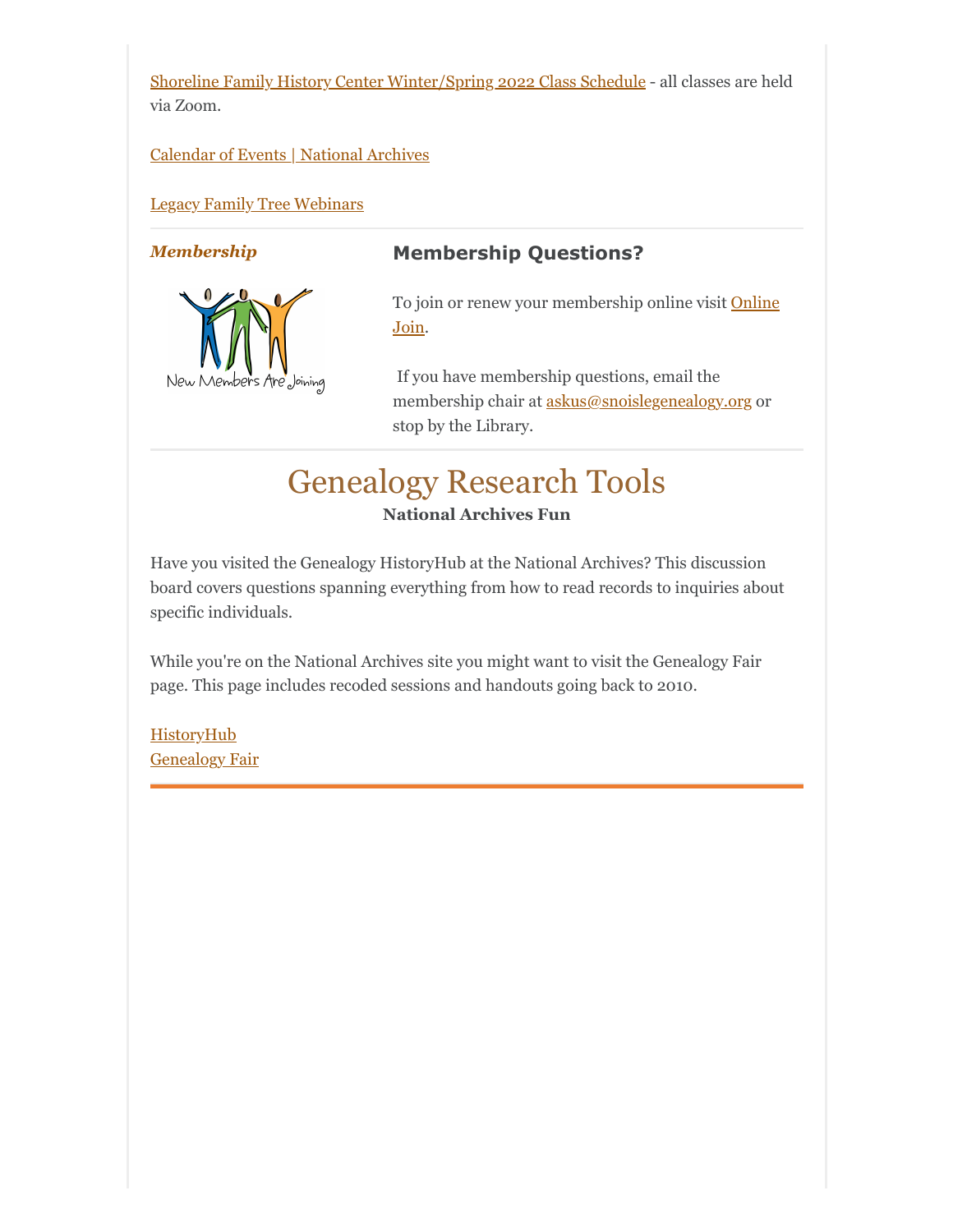Shoreline Family History Center Winter/Spring 2022 Class Schedule - all classes are held via Zoom.

Calendar of Events | National Archives

Legacy Family Tree Webinars

---

***Membership***

## Membership Questions?

To join or renew your membership online visit Online Join.

If you have membership questions, email the membership chair at askus@snoislegenealogy.org or stop by the Library.

---

# Genealogy Research Tools

**National Archives Fun**

Have you visited the Genealogy HistoryHub at the National Archives? This discussion board covers questions spanning everything from how to read records to inquiries about specific individuals.

While you're on the National Archives site you might want to visit the Genealogy Fair page. This page includes recoded sessions and handouts going back to 2010.

HistoryHub
Genealogy Fair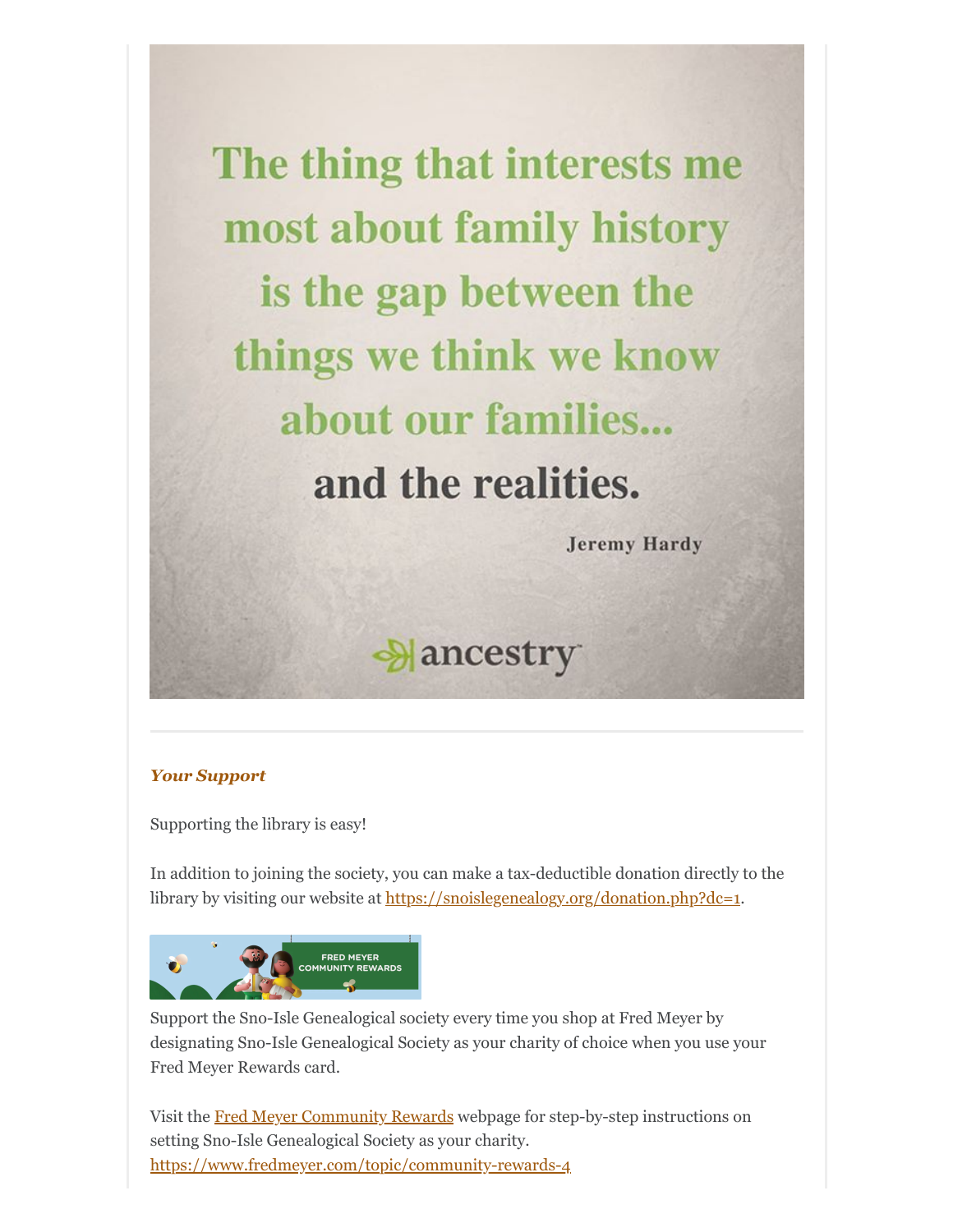The thing that interests me most about family history is the gap between the things we think we know about our families... and the realities.

Jeremy Hardy

ancestry

---

***Your Support***

Supporting the library is easy!

In addition to joining the society, you can make a tax-deductible donation directly to the library by visiting our website at https://snoislegenealogy.org/donation.php?dc=1.

FRED MEYER COMMUNITY REWARDS

Support the Sno-Isle Genealogical society every time you shop at Fred Meyer by designating Sno-Isle Genealogical Society as your charity of choice when you use your Fred Meyer Rewards card.

Visit the Fred Meyer Community Rewards webpage for step-by-step instructions on setting Sno-Isle Genealogical Society as your charity.
https://www.fredmeyer.com/topic/community-rewards-4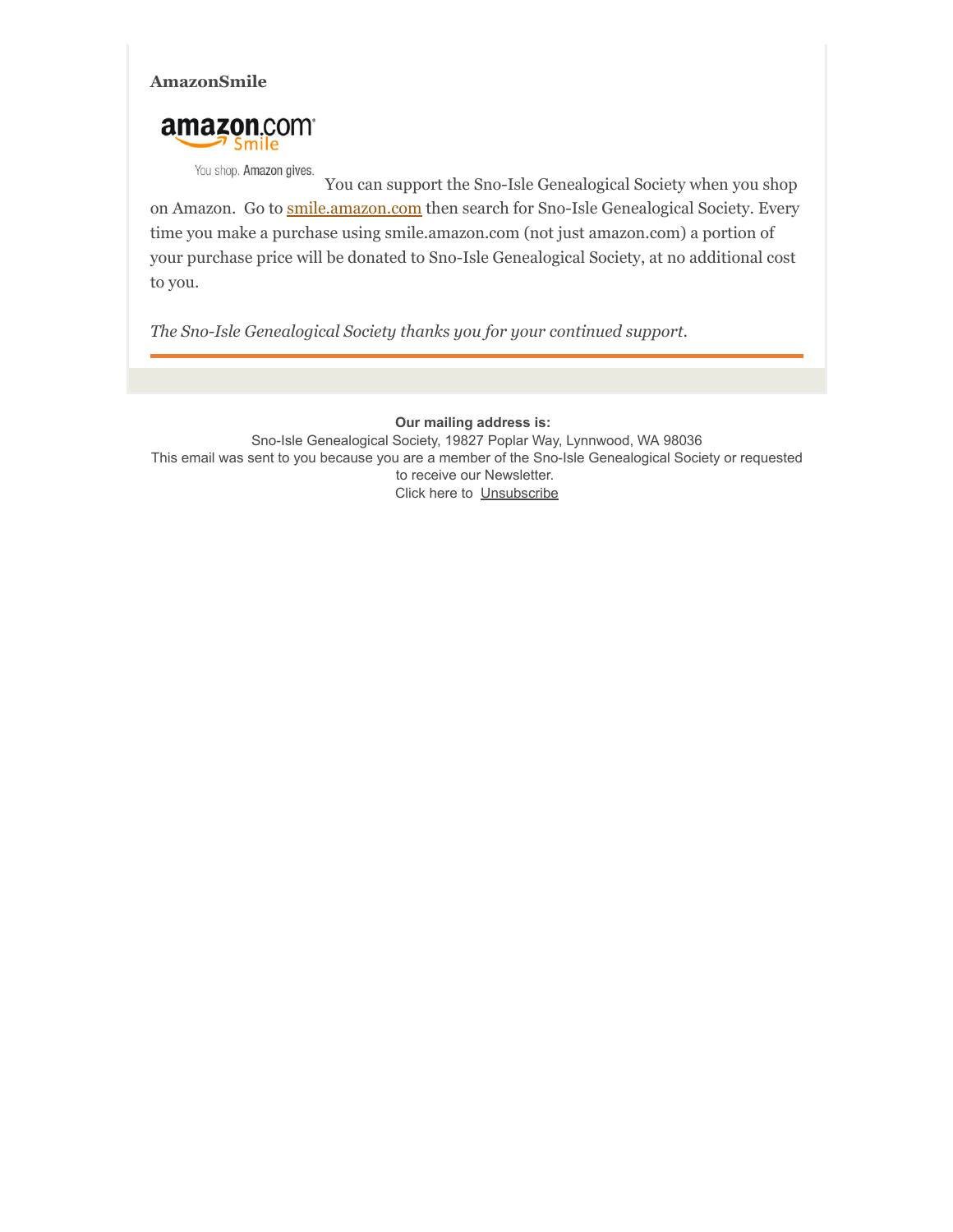### AmazonSmile

You can support the Sno-Isle Genealogical Society when you shop on Amazon. Go to smile.amazon.com then search for Sno-Isle Genealogical Society. Every time you make a purchase using smile.amazon.com (not just amazon.com) a portion of your purchase price will be donated to Sno-Isle Genealogical Society, at no additional cost to you.

*The Sno-Isle Genealogical Society thanks you for your continued support.*

---

**Our mailing address is:**
Sno-Isle Genealogical Society, 19827 Poplar Way, Lynnwood, WA 98036
This email was sent to you because you are a member of the Sno-Isle Genealogical Society or requested to receive our Newsletter.
Click here to Unsubscribe